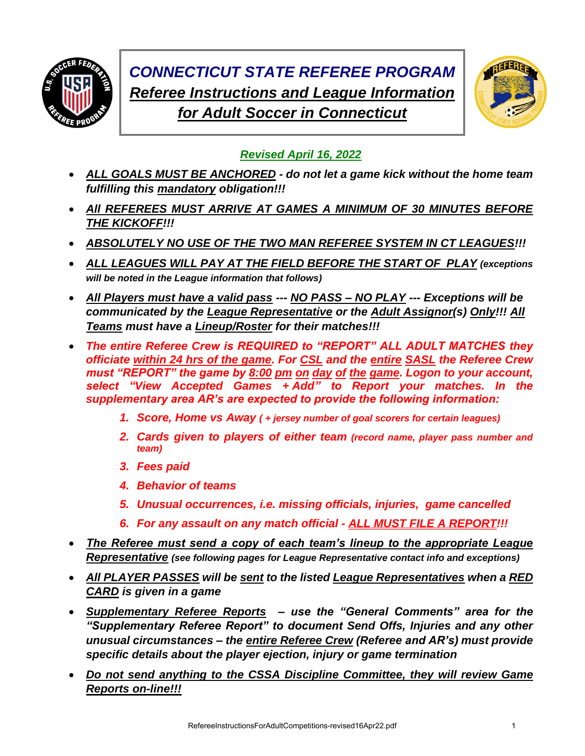# CONNECTICUT STATE REFEREE PROGRAM

## Referee Instructions and League Information for Adult Soccer in Connecticut

*Revised April 16, 2022*

- ***ALL GOALS MUST BE ANCHORED** - do not let a game kick without the home team fulfilling this mandatory obligation!!!*
- ***All REFEREES MUST ARRIVE AT GAMES A MINIMUM OF 30 MINUTES BEFORE THE KICKOFF!!!***
- ***ABSOLUTELY NO USE OF THE TWO MAN REFEREE SYSTEM IN CT LEAGUES!!!***
- ***ALL LEAGUES WILL PAY AT THE FIELD BEFORE THE START OF PLAY** (exceptions will be noted in the League information that follows)*
- ***All Players must have a valid pass --- NO PASS – NO PLAY --- Exceptions will be communicated by the League Representative or the Adult Assignor(s) Only!!! All Teams must have a Lineup/Roster for their matches!!!***
- ***The entire Referee Crew is REQUIRED to "REPORT" ALL ADULT MATCHES they officiate within 24 hrs of the game. For CSL and the entire SASL the Referee Crew must "REPORT" the game by 8:00 pm on day of the game. Logon to your account, select "View Accepted Games + Add" to Report your matches. In the supplementary area AR's are expected to provide the following information:***
    1. ***Score, Home vs Away** ( + jersey number of goal scorers for certain leagues)*
    2. ***Cards given to players of either team** (record name, player pass number and team)*
    3. ***Fees paid***
    4. ***Behavior of teams***
    5. ***Unusual occurrences, i.e. missing officials, injuries, game cancelled***
    6. ***For any assault on any match official - ALL MUST FILE A REPORT!!!***
- ***The Referee must send a copy of each team's lineup to the appropriate League Representative** (see following pages for League Representative contact info and exceptions)*
- ***All PLAYER PASSES will be sent to the listed League Representatives when a RED CARD is given in a game***
- ***Supplementary Referee Reports – use the "General Comments" area for the "Supplementary Referee Report" to document Send Offs, Injuries and any other unusual circumstances – the entire Referee Crew (Referee and AR's) must provide specific details about the player ejection, injury or game termination***
- ***Do not send anything to the CSSA Discipline Committee, they will review Game Reports on-line!!!***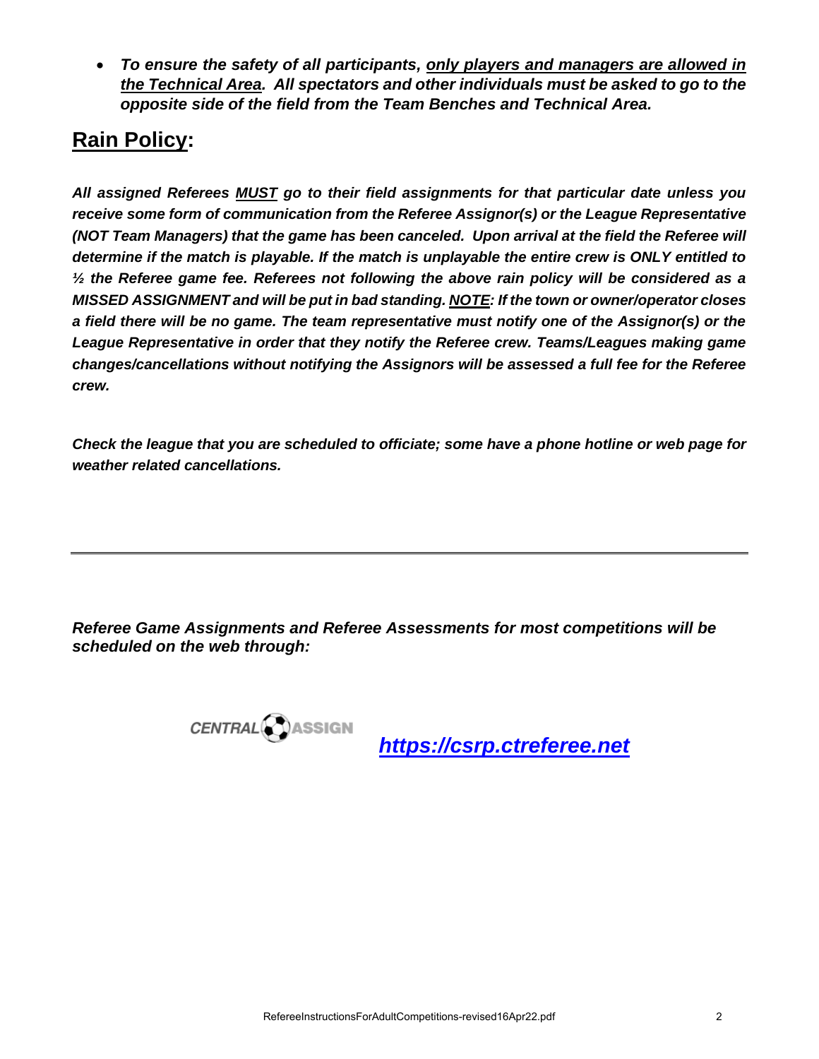- ***To ensure the safety of all participants, <u>only players and managers are allowed in the Technical Area</u>. All spectators and other individuals must be asked to go to the opposite side of the field from the Team Benches and Technical Area.***

## <u>Rain Policy</u>:

***All assigned Referees <u>MUST</u> go to their field assignments for that particular date unless you receive some form of communication from the Referee Assignor(s) or the League Representative (NOT Team Managers) that the game has been canceled. Upon arrival at the field the Referee will determine if the match is playable. If the match is unplayable the entire crew is ONLY entitled to ½ the Referee game fee. Referees not following the above rain policy will be considered as a MISSED ASSIGNMENT and will be put in bad standing. <u>NOTE</u>: If the town or owner/operator closes a field there will be no game. The team representative must notify one of the Assignor(s) or the League Representative in order that they notify the Referee crew. Teams/Leagues making game changes/cancellations without notifying the Assignors will be assessed a full fee for the Referee crew.***

***Check the league that you are scheduled to officiate; some have a phone hotline or web page for weather related cancellations.***

---

***Referee Game Assignments and Referee Assessments for most competitions will be scheduled on the web through:***

CENTRAL ASSIGN ***<u>https://csrp.ctreferee.net</u>***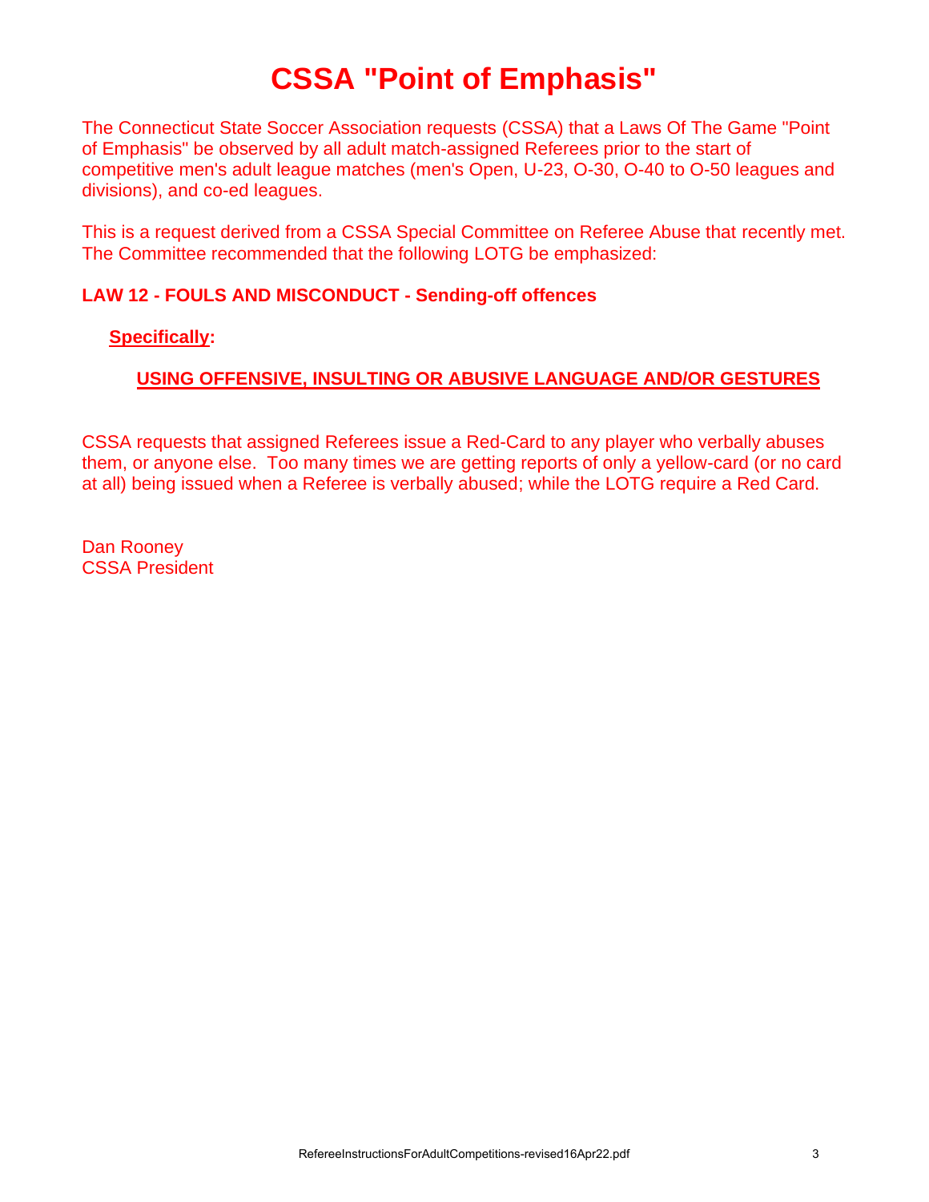# CSSA "Point of Emphasis"

The Connecticut State Soccer Association requests (CSSA) that a Laws Of The Game "Point of Emphasis" be observed by all adult match-assigned Referees prior to the start of competitive men's adult league matches (men's Open, U-23, O-30, O-40 to O-50 leagues and divisions), and co-ed leagues.

This is a request derived from a CSSA Special Committee on Referee Abuse that recently met. The Committee recommended that the following LOTG be emphasized:

**LAW 12 - FOULS AND MISCONDUCT - Sending-off offences**

**Specifically:**

**USING OFFENSIVE, INSULTING OR ABUSIVE LANGUAGE AND/OR GESTURES**

CSSA requests that assigned Referees issue a Red-Card to any player who verbally abuses them, or anyone else. Too many times we are getting reports of only a yellow-card (or no card at all) being issued when a Referee is verbally abused; while the LOTG require a Red Card.

Dan Rooney
CSSA President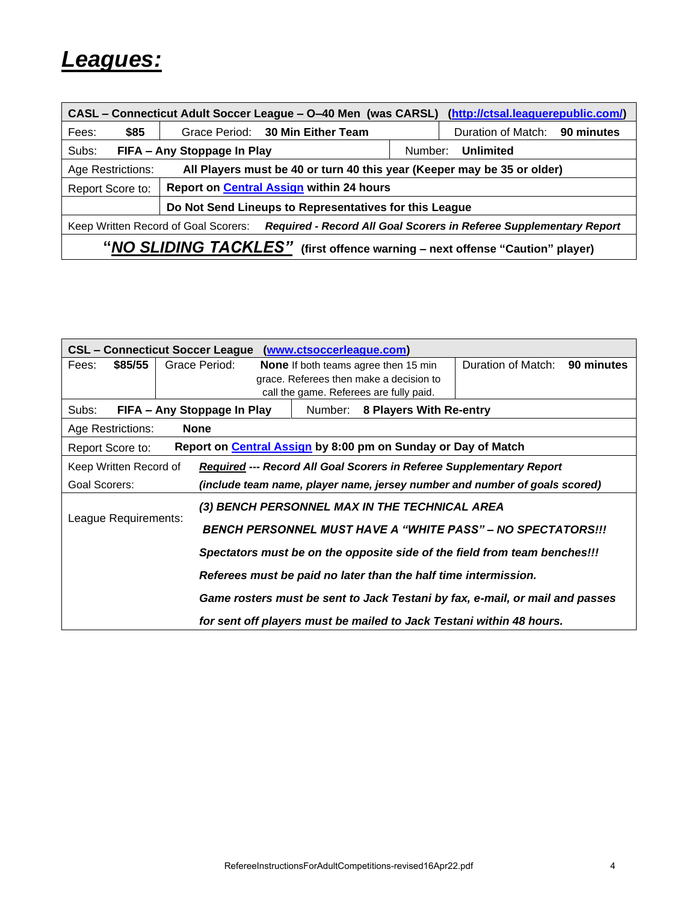# ***Leagues:***

| **CASL – Connecticut Adult Soccer League – O–40 Men (was CARSL) ([http://ctsal.leaguerepublic.com/](http://ctsal.leaguerepublic.com/))** | | |
|---|---|---|
| Fees: **$85** | Grace Period: **30 Min Either Team** | Duration of Match: **90 minutes** |
| Subs: **FIFA – Any Stoppage In Play** | Number: **Unlimited** | |
| Age Restrictions: **All Players must be 40 or turn 40 this year (Keeper may be 35 or older)** | | |
| Report Score to: | **Report on Central Assign within 24 hours** | |
| | **Do Not Send Lineups to Representatives for this League** | |
| Keep Written Record of Goal Scorers: ***Required - Record All Goal Scorers in Referee Supplementary Report*** | | |
| **"*NO SLIDING TACKLES*"** **(first offence warning – next offense "Caution" player)** | | |

| **CSL – Connecticut Soccer League ([www.ctsoccerleague.com](http://www.ctsoccerleague.com))** | | |
|---|---|---|
| Fees: **$85/55** | Grace Period: **None** If both teams agree then 15 min grace. Referees then make a decision to call the game. Referees are fully paid. | Duration of Match: **90 minutes** |
| Subs: **FIFA – Any Stoppage In Play** | Number: **8 Players With Re-entry** | |
| Age Restrictions: **None** | | |
| Report Score to: **Report on Central Assign by 8:00 pm on Sunday or Day of Match** | | |
| Keep Written Record of Goal Scorers: | ***Required --- Record All Goal Scorers in Referee Supplementary Report (include team name, player name, jersey number and number of goals scored)*** | |
| League Requirements: | ***(3) BENCH PERSONNEL MAX IN THE TECHNICAL AREA*** <br> ***BENCH PERSONNEL MUST HAVE A "WHITE PASS" – NO SPECTATORS!!!*** <br> ***Spectators must be on the opposite side of the field from team benches!!!*** <br> ***Referees must be paid no later than the half time intermission.*** <br> ***Game rosters must be sent to Jack Testani by fax, e-mail, or mail and passes for sent off players must be mailed to Jack Testani within 48 hours.*** | |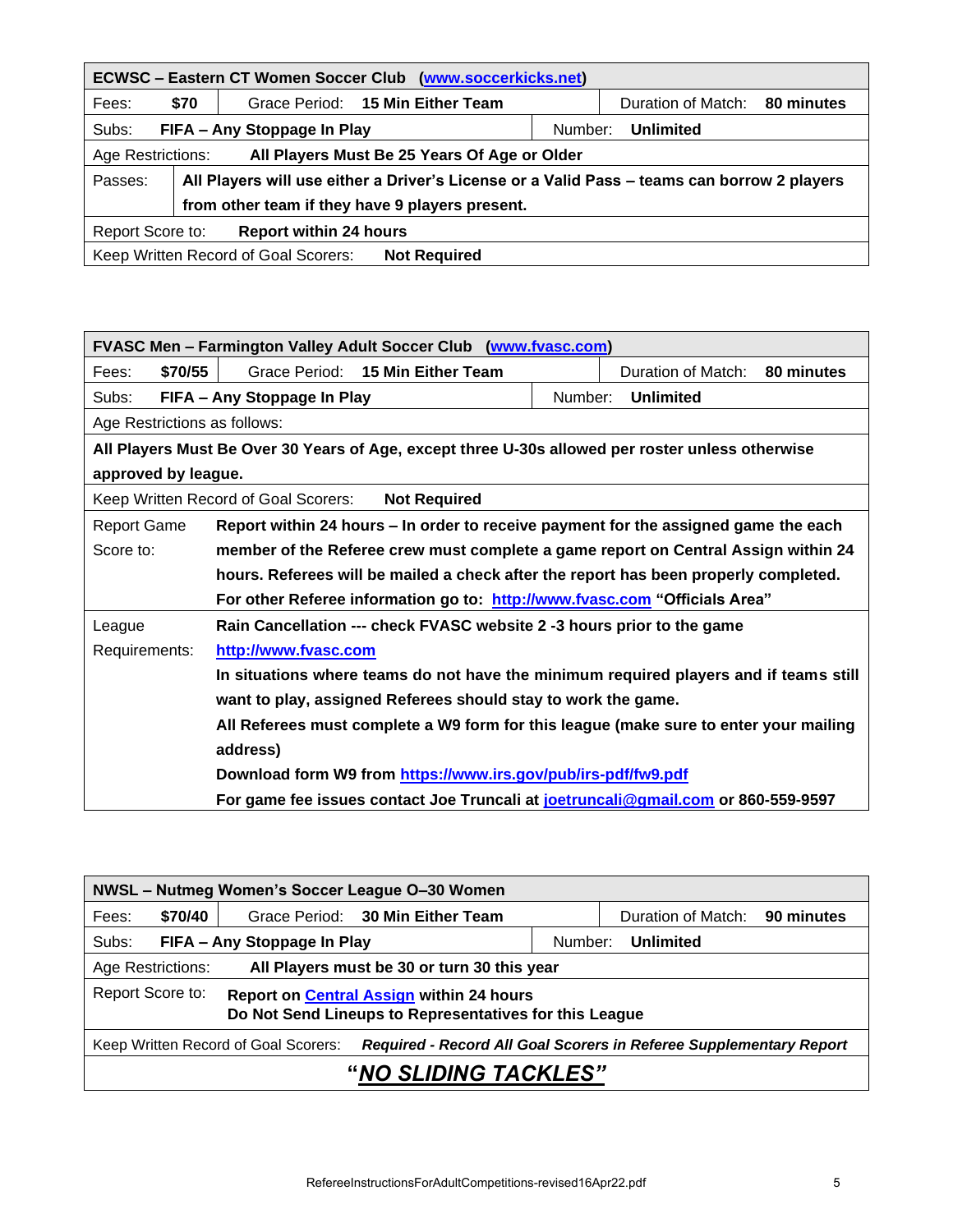| **ECWSC – Eastern CT Women Soccer Club (www.soccerkicks.net)** | | | | | |
|---|---|---|---|---|---|
| Fees: | **$70** | Grace Period: **15 Min Either Team** | | Duration of Match: | **80 minutes** |
| Subs: | **FIFA – Any Stoppage In Play** | | Number: | **Unlimited** | |
| Age Restrictions: | **All Players Must Be 25 Years Of Age or Older** | | | | |
| Passes: | **All Players will use either a Driver's License or a Valid Pass – teams can borrow 2 players from other team if they have 9 players present.** | | | | |
| Report Score to: | **Report within 24 hours** | | | | |
| Keep Written Record of Goal Scorers: | **Not Required** | | | | |

| **FVASC Men – Farmington Valley Adult Soccer Club (www.fvasc.com)** | | | | | |
|---|---|---|---|---|---|
| Fees: | **$70/55** | Grace Period: **15 Min Either Team** | | Duration of Match: | **80 minutes** |
| Subs: | **FIFA – Any Stoppage In Play** | | Number: | **Unlimited** | |
| Age Restrictions as follows: | | | | | |
| **All Players Must Be Over 30 Years of Age, except three U-30s allowed per roster unless otherwise approved by league.** | | | | | |
| Keep Written Record of Goal Scorers: | **Not Required** | | | | |
| Report Game Score to: | **Report within 24 hours – In order to receive payment for the assigned game the each member of the Referee crew must complete a game report on Central Assign within 24 hours. Referees will be mailed a check after the report has been properly completed. For other Referee information go to: http://www.fvasc.com "Officials Area"** | | | | |
| League Requirements: | **Rain Cancellation --- check FVASC website 2 -3 hours prior to the game http://www.fvasc.com**<br>**In situations where teams do not have the minimum required players and if teams still want to play, assigned Referees should stay to work the game.**<br>**All Referees must complete a W9 form for this league (make sure to enter your mailing address)**<br>**Download form W9 from https://www.irs.gov/pub/irs-pdf/fw9.pdf**<br>**For game fee issues contact Joe Truncali at joetruncali@gmail.com or 860-559-9597** | | | | |

| **NWSL – Nutmeg Women's Soccer League O–30 Women** | | | | | |
|---|---|---|---|---|---|
| Fees: | **$70/40** | Grace Period: **30 Min Either Team** | | Duration of Match: | **90 minutes** |
| Subs: | **FIFA – Any Stoppage In Play** | | Number: | **Unlimited** | |
| Age Restrictions: | **All Players must be 30 or turn 30 this year** | | | | |
| Report Score to: | **Report on Central Assign within 24 hours**<br>**Do Not Send Lineups to Representatives for this League** | | | | |
| Keep Written Record of Goal Scorers: | ***Required - Record All Goal Scorers in Referee Supplementary Report*** | | | | |
| **"*NO SLIDING TACKLES*"** | | | | | |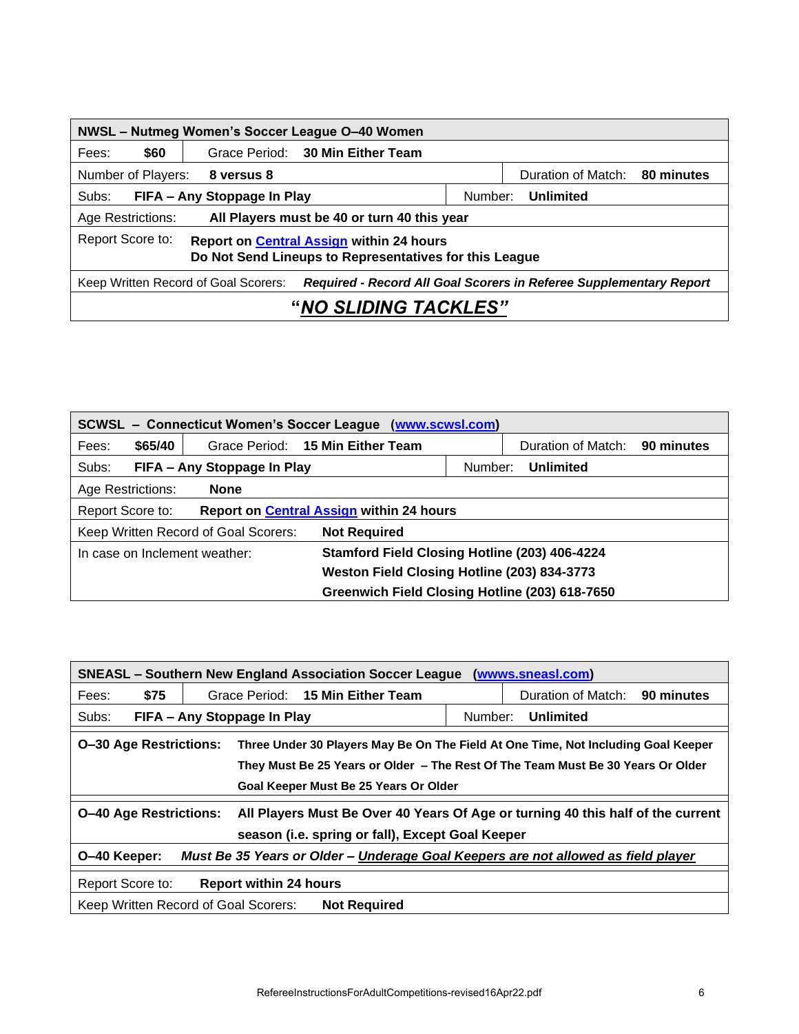| NWSL – Nutmeg Women's Soccer League O–40 Women | | | |
|---|---|---|---|
| Fees: **$60** | Grace Period: **30 Min Either Team** | | |
| Number of Players: **8 versus 8** | | | Duration of Match: **80 minutes** |
| Subs: **FIFA – Any Stoppage In Play** | | Number: **Unlimited** | |
| Age Restrictions: **All Players must be 40 or turn 40 this year** | | | |
| Report Score to: **Report on Central Assign within 24 hours**<br>**Do Not Send Lineups to Representatives for this League** | | | |
| Keep Written Record of Goal Scorers: ***Required - Record All Goal Scorers in Referee Supplementary Report*** | | | |
| ***"NO SLIDING TACKLES"*** | | | |

| SCWSL – Connecticut Women's Soccer League (www.scwsl.com) | | | |
|---|---|---|---|
| Fees: **$65/40** | Grace Period: **15 Min Either Team** | | Duration of Match: **90 minutes** |
| Subs: **FIFA – Any Stoppage In Play** | | Number: **Unlimited** | |
| Age Restrictions: **None** | | | |
| Report Score to: **Report on Central Assign within 24 hours** | | | |
| Keep Written Record of Goal Scorers: **Not Required** | | | |
| In case on Inclement weather: | **Stamford Field Closing Hotline (203) 406-4224**<br>**Weston Field Closing Hotline (203) 834-3773**<br>**Greenwich Field Closing Hotline (203) 618-7650** | | |

| SNEASL – Southern New England Association Soccer League (wwws.sneasl.com) | | | |
|---|---|---|---|
| Fees: **$75** | Grace Period: **15 Min Either Team** | | Duration of Match: **90 minutes** |
| Subs: **FIFA – Any Stoppage In Play** | | Number: **Unlimited** | |
| **O–30 Age Restrictions:** | **Three Under 30 Players May Be On The Field At One Time, Not Including Goal Keeper**<br>**They Must Be 25 Years or Older – The Rest Of The Team Must Be 30 Years Or Older**<br>**Goal Keeper Must Be 25 Years Or Older** | | |
| **O–40 Age Restrictions:** | **All Players Must Be Over 40 Years Of Age or turning 40 this half of the current season (i.e. spring or fall), Except Goal Keeper** | | |
| **O–40 Keeper:** ***Must Be 35 Years or Older – Underage Goal Keepers are not allowed as field player*** | | | |
| Report Score to: **Report within 24 hours** | | | |
| Keep Written Record of Goal Scorers: **Not Required** | | | |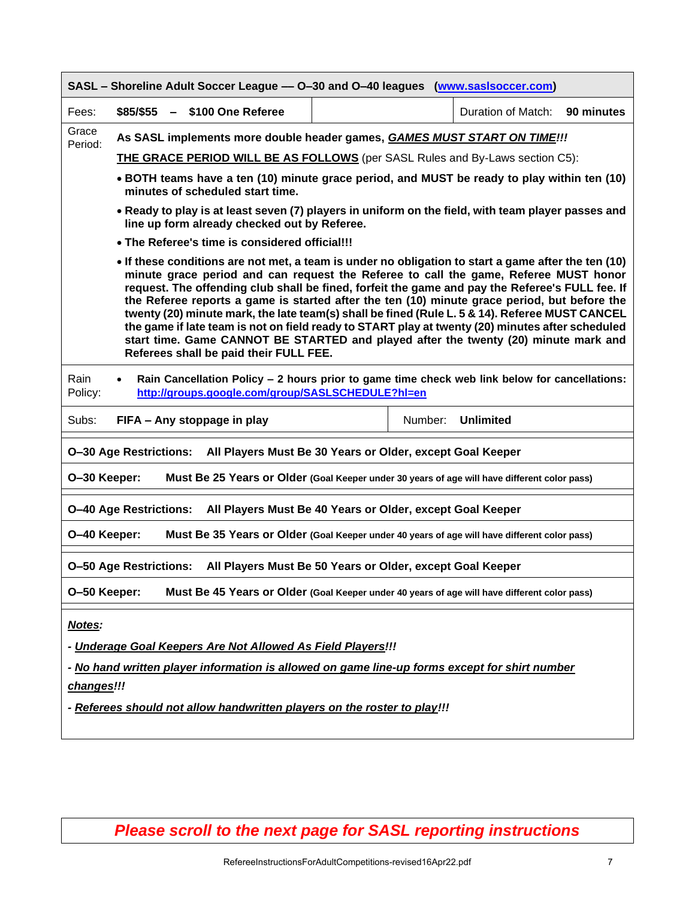## SASL – Shoreline Adult Soccer League — O–30 and O–40 leagues (www.saslsoccer.com)

Fees: **$85/$55 – $100 One Referee**

Duration of Match: **90 minutes**

Grace Period:

**As SASL implements more double header games, *GAMES MUST START ON TIME!!!***

**THE GRACE PERIOD WILL BE AS FOLLOWS** (per SASL Rules and By-Laws section C5):

- **BOTH teams have a ten (10) minute grace period, and MUST be ready to play within ten (10) minutes of scheduled start time.**
- **Ready to play is at least seven (7) players in uniform on the field, with team player passes and line up form already checked out by Referee.**
- **The Referee's time is considered official!!!**
- **If these conditions are not met, a team is under no obligation to start a game after the ten (10) minute grace period and can request the Referee to call the game, Referee MUST honor request. The offending club shall be fined, forfeit the game and pay the Referee's FULL fee. If the Referee reports a game is started after the ten (10) minute grace period, but before the twenty (20) minute mark, the late team(s) shall be fined (Rule L. 5 & 14). Referee MUST CANCEL the game if late team is not on field ready to START play at twenty (20) minutes after scheduled start time. Game CANNOT BE STARTED and played after the twenty (20) minute mark and Referees shall be paid their FULL FEE.**

Rain Policy:

- **Rain Cancellation Policy – 2 hours prior to game time check web link below for cancellations: http://groups.google.com/group/SASLSCHEDULE?hl=en**

Subs: **FIFA – Any stoppage in play**

Number: **Unlimited**

**O–30 Age Restrictions: All Players Must Be 30 Years or Older, except Goal Keeper**

**O–30 Keeper: Must Be 25 Years or Older (Goal Keeper under 30 years of age will have different color pass)**

**O–40 Age Restrictions: All Players Must Be 40 Years or Older, except Goal Keeper**

**O–40 Keeper: Must Be 35 Years or Older (Goal Keeper under 40 years of age will have different color pass)**

**O–50 Age Restrictions: All Players Must Be 50 Years or Older, except Goal Keeper**

**O–50 Keeper: Must Be 45 Years or Older (Goal Keeper under 40 years of age will have different color pass)**

***Notes:***

***- Underage Goal Keepers Are Not Allowed As Field Players!!!***

***- No hand written player information is allowed on game line-up forms except for shirt number changes!!!***

***- Referees should not allow handwritten players on the roster to play!!!***

***Please scroll to the next page for SASL reporting instructions***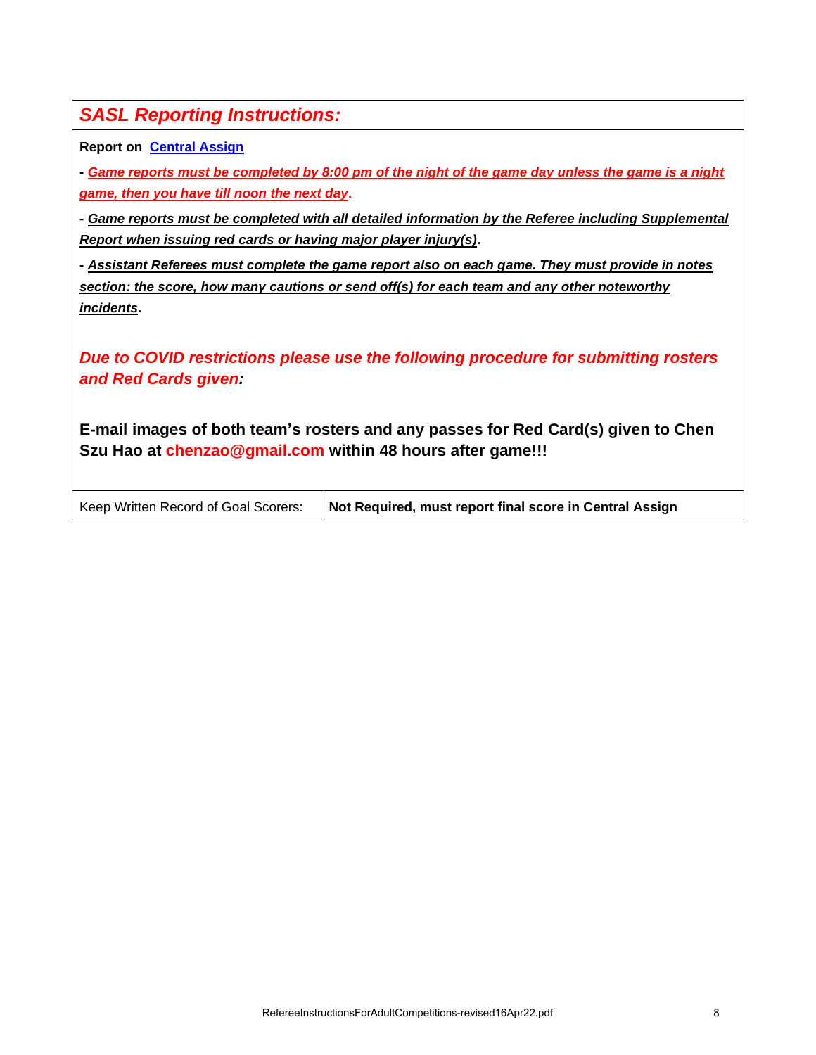## *SASL Reporting Instructions:*

**Report on [Central Assign]**

- ***Game reports must be completed by 8:00 pm of the night of the game day unless the game is a night game, then you have till noon the next day*.**

- ***Game reports must be completed with all detailed information by the Referee including Supplemental Report when issuing red cards or having major player injury(s)*.**

- ***Assistant Referees must complete the game report also on each game. They must provide in notes section: the score, how many cautions or send off(s) for each team and any other noteworthy incidents*.**

***Due to COVID restrictions please use the following procedure for submitting rosters and Red Cards given:***

**E-mail images of both team's rosters and any passes for Red Card(s) given to Chen Szu Hao at chenzao@gmail.com within 48 hours after game!!!**

| | |
|---|---|
| Keep Written Record of Goal Scorers: | **Not Required, must report final score in Central Assign** |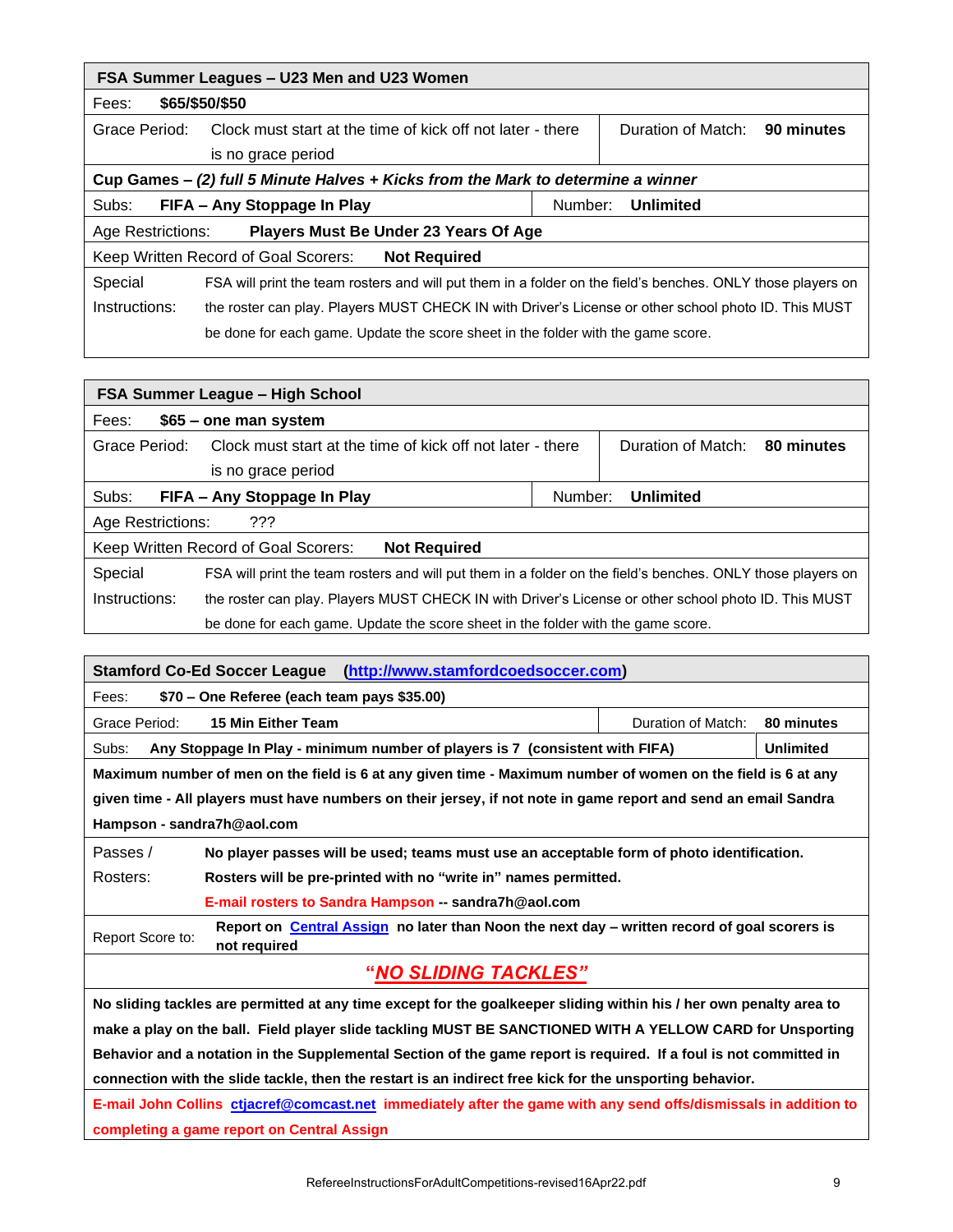| FSA Summer Leagues – U23 Men and U23 Women | | | |
|---|---|---|---|
| Fees: **$65/$50/$50** | | | |
| Grace Period: Clock must start at the time of kick off not later - there is no grace period | | Duration of Match: **90 minutes** | |
| ***Cup Games – (2) full 5 Minute Halves + Kicks from the Mark to determine a winner*** | | | |
| Subs: **FIFA – Any Stoppage In Play** | | Number: **Unlimited** | |
| Age Restrictions: **Players Must Be Under 23 Years Of Age** | | | |
| Keep Written Record of Goal Scorers: **Not Required** | | | |
| Special Instructions: FSA will print the team rosters and will put them in a folder on the field's benches. ONLY those players on the roster can play. Players MUST CHECK IN with Driver's License or other school photo ID. This MUST be done for each game. Update the score sheet in the folder with the game score. | | | |

| FSA Summer League – High School | | |
|---|---|---|
| Fees: **$65 – one man system** | | |
| Grace Period: Clock must start at the time of kick off not later - there is no grace period | Duration of Match: **80 minutes** | |
| Subs: **FIFA – Any Stoppage In Play** | Number: **Unlimited** | |
| Age Restrictions: ??? | | |
| Keep Written Record of Goal Scorers: **Not Required** | | |
| Special Instructions: FSA will print the team rosters and will put them in a folder on the field's benches. ONLY those players on the roster can play. Players MUST CHECK IN with Driver's License or other school photo ID. This MUST be done for each game. Update the score sheet in the folder with the game score. | | |

| Stamford Co-Ed Soccer League (http://www.stamfordcoedsoccer.com) | | | |
|---|---|---|---|
| Fees: **$70 – One Referee (each team pays $35.00)** | | | |
| Grace Period: **15 Min Either Team** | | Duration of Match: | **80 minutes** |
| Subs: **Any Stoppage In Play - minimum number of players is 7 (consistent with FIFA)** | | | **Unlimited** |
| **Maximum number of men on the field is 6 at any given time - Maximum number of women on the field is 6 at any given time - All players must have numbers on their jersey, if not note in game report and send an email Sandra Hampson - sandra7h@aol.com** | | | |
| Passes / Rosters: **No player passes will be used; teams must use an acceptable form of photo identification. Rosters will be pre-printed with no "write in" names permitted. E-mail rosters to Sandra Hampson -- sandra7h@aol.com** | | | |
| Report Score to: **Report on Central Assign no later than Noon the next day – written record of goal scorers is not required** | | | |
| ***"NO SLIDING TACKLES"*** | | | |
| **No sliding tackles are permitted at any time except for the goalkeeper sliding within his / her own penalty area to make a play on the ball. Field player slide tackling MUST BE SANCTIONED WITH A YELLOW CARD for Unsporting Behavior and a notation in the Supplemental Section of the game report is required. If a foul is not committed in connection with the slide tackle, then the restart is an indirect free kick for the unsporting behavior.** | | | |
| **E-mail John Collins ctjacref@comcast.net immediately after the game with any send offs/dismissals in addition to completing a game report on Central Assign** | | | |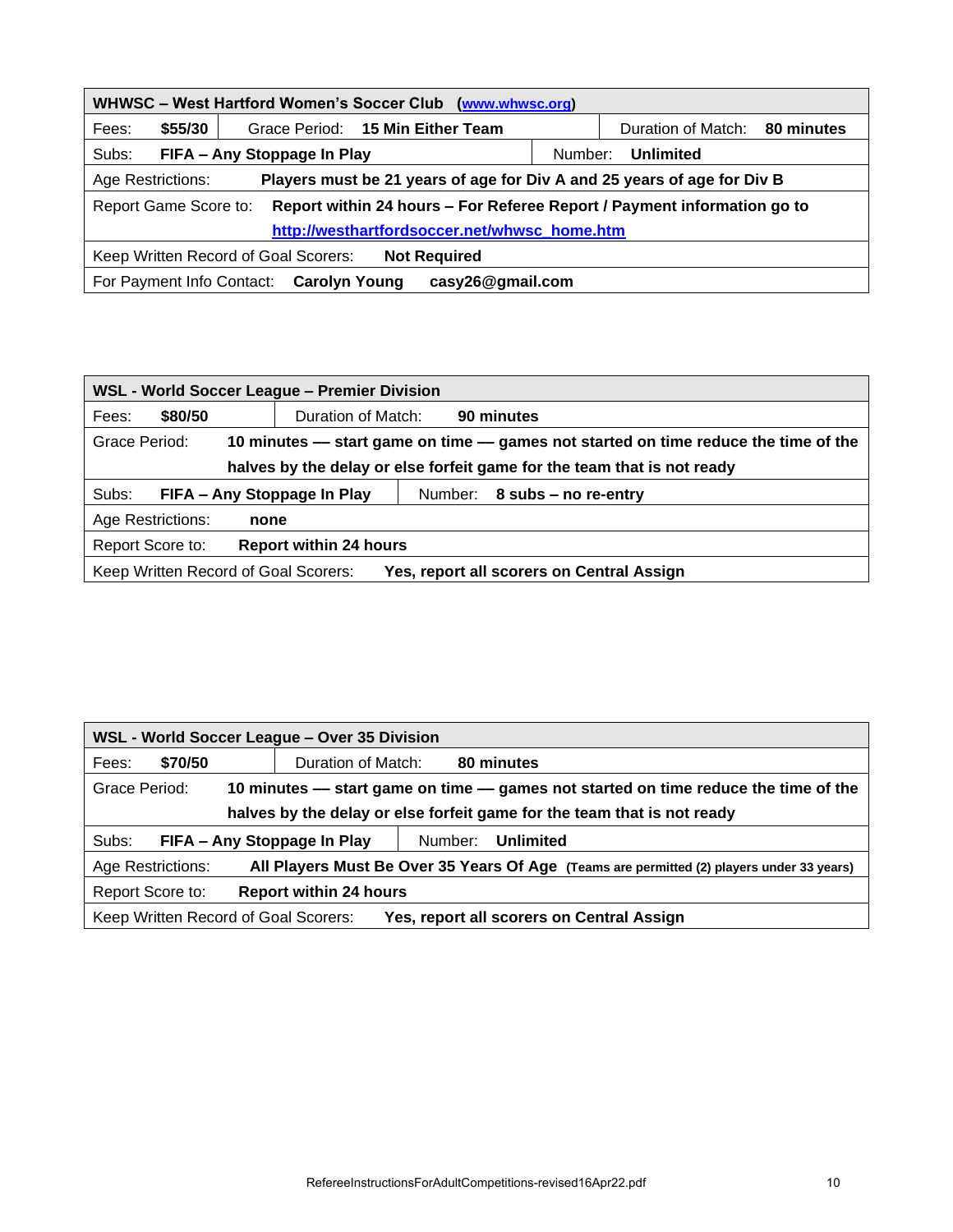| WHWSC – West Hartford Women's Soccer Club (www.whwsc.org) | | | |
|---|---|---|---|
| Fees: **$55/30** | Grace Period: **15 Min Either Team** | | Duration of Match: **80 minutes** |
| Subs: **FIFA – Any Stoppage In Play** | | Number: **Unlimited** | |
| Age Restrictions: **Players must be 21 years of age for Div A and 25 years of age for Div B** | | | |
| Report Game Score to: **Report within 24 hours – For Referee Report / Payment information go to http://westhartfordsoccer.net/whwsc_home.htm** | | | |
| Keep Written Record of Goal Scorers: **Not Required** | | | |
| For Payment Info Contact: **Carolyn Young casy26@gmail.com** | | | |

| WSL - World Soccer League – Premier Division | |
|---|---|
| Fees: **$80/50** | Duration of Match: **90 minutes** |
| Grace Period: **10 minutes — start game on time — games not started on time reduce the time of the halves by the delay or else forfeit game for the team that is not ready** | |
| Subs: **FIFA – Any Stoppage In Play** | Number: **8 subs – no re-entry** |
| Age Restrictions: **none** | |
| Report Score to: **Report within 24 hours** | |
| Keep Written Record of Goal Scorers: **Yes, report all scorers on Central Assign** | |

| WSL - World Soccer League – Over 35 Division | |
|---|---|
| Fees: **$70/50** | Duration of Match: **80 minutes** |
| Grace Period: **10 minutes — start game on time — games not started on time reduce the time of the halves by the delay or else forfeit game for the team that is not ready** | |
| Subs: **FIFA – Any Stoppage In Play** | Number: **Unlimited** |
| Age Restrictions: **All Players Must Be Over 35 Years Of Age (Teams are permitted (2) players under 33 years)** | |
| Report Score to: **Report within 24 hours** | |
| Keep Written Record of Goal Scorers: **Yes, report all scorers on Central Assign** | |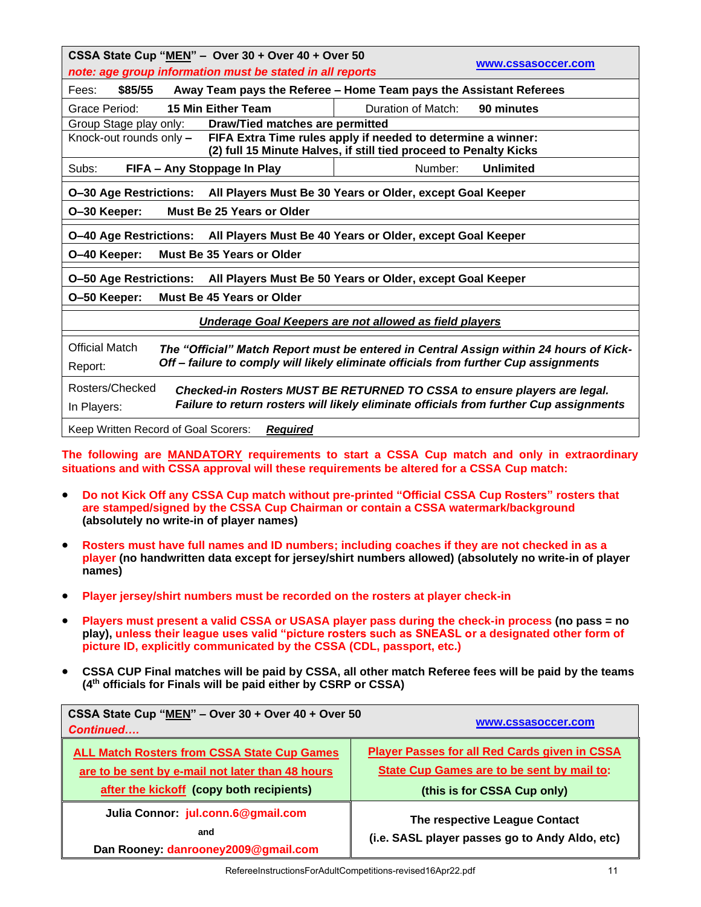| CSSA State Cup "MEN" – Over 30 + Over 40 + Over 50<br>*note: age group information must be stated in all reports* | | | www.cssasoccer.com |
|---|---|---|---|
| Fees: **$85/55** **Away Team pays the Referee – Home Team pays the Assistant Referees** | | | |
| Grace Period: | **15 Min Either Team** | Duration of Match: | **90 minutes** |
| Group Stage play only: | **Draw/Tied matches are permitted** | | |
| Knock-out rounds only – | **FIFA Extra Time rules apply if needed to determine a winner: (2) full 15 Minute Halves, if still tied proceed to Penalty Kicks** | | |
| Subs: | **FIFA – Any Stoppage In Play** | Number: | **Unlimited** |
| **O–30 Age Restrictions:** | **All Players Must Be 30 Years or Older, except Goal Keeper** | | |
| **O–30 Keeper:** | **Must Be 25 Years or Older** | | |
| **O–40 Age Restrictions:** | **All Players Must Be 40 Years or Older, except Goal Keeper** | | |
| **O–40 Keeper:** | **Must Be 35 Years or Older** | | |
| **O–50 Age Restrictions:** | **All Players Must Be 50 Years or Older, except Goal Keeper** | | |
| **O–50 Keeper:** | **Must Be 45 Years or Older** | | |
| ***Underage Goal Keepers are not allowed as field players*** | | | |
| Official Match Report: | ***The "Official" Match Report must be entered in Central Assign within 24 hours of Kick-Off – failure to comply will likely eliminate officials from further Cup assignments*** | | |
| Rosters/Checked In Players: | ***Checked-in Rosters MUST BE RETURNED TO CSSA to ensure players are legal. Failure to return rosters will likely eliminate officials from further Cup assignments*** | | |
| Keep Written Record of Goal Scorers: | ***Required*** | | |

**The following are MANDATORY requirements to start a CSSA Cup match and only in extraordinary situations and with CSSA approval will these requirements be altered for a CSSA Cup match:**

- **Do not Kick Off any CSSA Cup match without pre-printed "Official CSSA Cup Rosters" rosters that are stamped/signed by the CSSA Cup Chairman or contain a CSSA watermark/background (absolutely no write-in of player names)**
- **Rosters must have full names and ID numbers; including coaches if they are not checked in as a player (no handwritten data except for jersey/shirt numbers allowed) (absolutely no write-in of player names)**
- **Player jersey/shirt numbers must be recorded on the rosters at player check-in**
- **Players must present a valid CSSA or USASA player pass during the check-in process (no pass = no play), unless their league uses valid "picture rosters such as SNEASL or a designated other form of picture ID, explicitly communicated by the CSSA (CDL, passport, etc.)**
- **CSSA CUP Final matches will be paid by CSSA, all other match Referee fees will be paid by the teams (4th officials for Finals will be paid either by CSRP or CSSA)**

| CSSA State Cup "MEN" – Over 30 + Over 40 + Over 50<br>*Continued….* | www.cssasoccer.com |
|---|---|
| **ALL Match Rosters from CSSA State Cup Games are to be sent by e-mail not later than 48 hours after the kickoff (copy both recipients)** | **Player Passes for all Red Cards given in CSSA State Cup Games are to be sent by mail to: (this is for CSSA Cup only)** |
| **Julia Connor: jul.conn.6@gmail.com**<br>**and**<br>**Dan Rooney: danrooney2009@gmail.com** | **The respective League Contact (i.e. SASL player passes go to Andy Aldo, etc)** |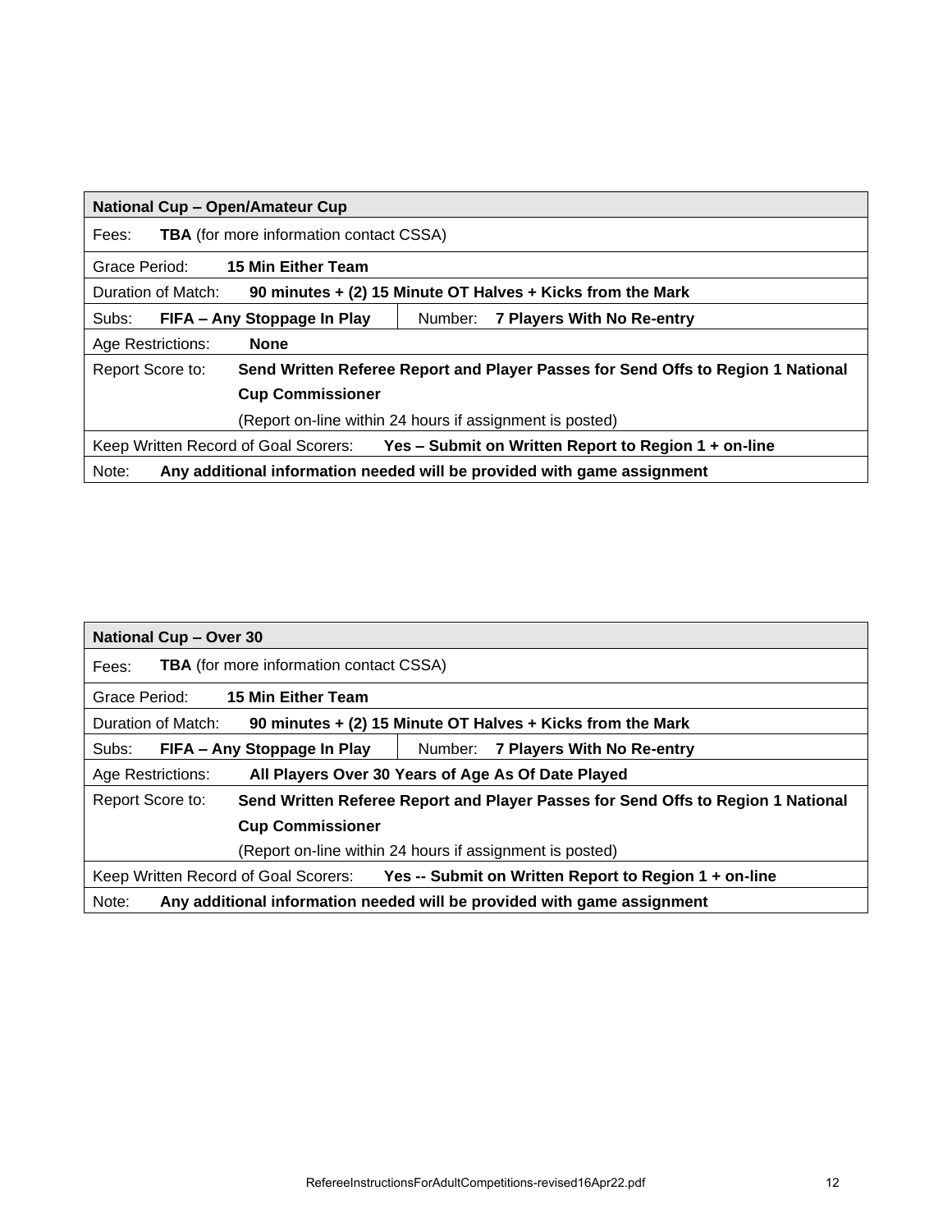| National Cup – Open/Amateur Cup | |
|---|---|
| Fees: **TBA** (for more information contact CSSA) | |
| Grace Period: **15 Min Either Team** | |
| Duration of Match: **90 minutes + (2) 15 Minute OT Halves + Kicks from the Mark** | |
| Subs: **FIFA – Any Stoppage In Play** | Number: **7 Players With No Re-entry** |
| Age Restrictions: **None** | |
| Report Score to: **Send Written Referee Report and Player Passes for Send Offs to Region 1 National Cup Commissioner** (Report on-line within 24 hours if assignment is posted) | |
| Keep Written Record of Goal Scorers: **Yes – Submit on Written Report to Region 1 + on-line** | |
| Note: **Any additional information needed will be provided with game assignment** | |

| National Cup – Over 30 | |
|---|---|
| Fees: **TBA** (for more information contact CSSA) | |
| Grace Period: **15 Min Either Team** | |
| Duration of Match: **90 minutes + (2) 15 Minute OT Halves + Kicks from the Mark** | |
| Subs: **FIFA – Any Stoppage In Play** | Number: **7 Players With No Re-entry** |
| Age Restrictions: **All Players Over 30 Years of Age As Of Date Played** | |
| Report Score to: **Send Written Referee Report and Player Passes for Send Offs to Region 1 National Cup Commissioner** (Report on-line within 24 hours if assignment is posted) | |
| Keep Written Record of Goal Scorers: **Yes -- Submit on Written Report to Region 1 + on-line** | |
| Note: **Any additional information needed will be provided with game assignment** | |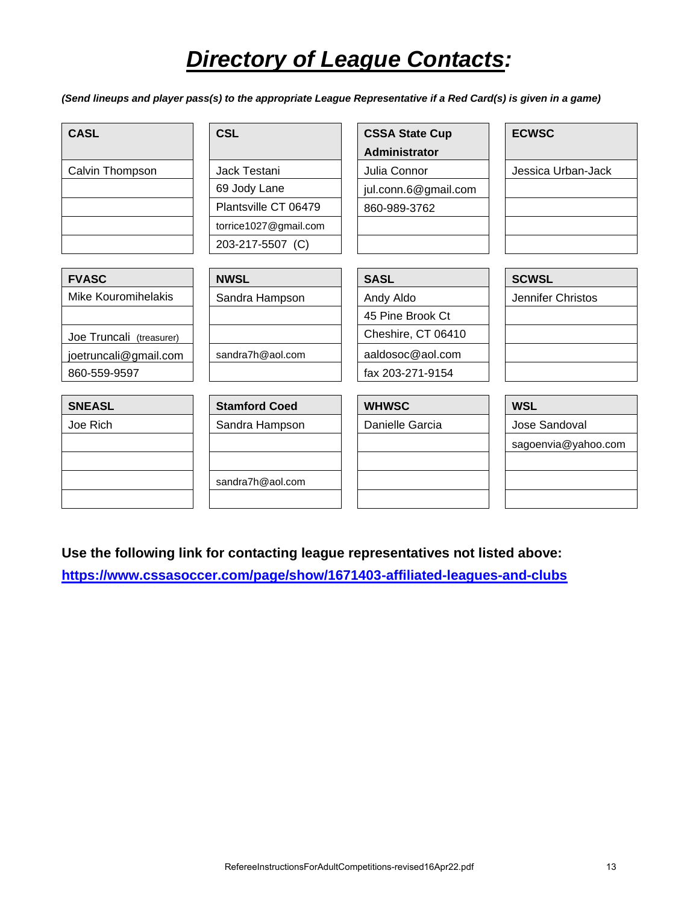# ***Directory of League Contacts:***

***(Send lineups and player pass(s) to the appropriate League Representative if a Red Card(s) is given in a game)***

| CASL | CSL | CSSA State Cup Administrator | ECWSC |
|---|---|---|---|
| Calvin Thompson | Jack Testani | Julia Connor | Jessica Urban-Jack |
| | 69 Jody Lane | jul.conn.6@gmail.com | |
| | Plantsville CT 06479 | 860-989-3762 | |
| | torrice1027@gmail.com | | |
| | 203-217-5507 (C) | | |

| FVASC | NWSL | SASL | SCWSL |
|---|---|---|---|
| Mike Kouromihelakis | Sandra Hampson | Andy Aldo | Jennifer Christos |
| | | 45 Pine Brook Ct | |
| Joe Truncali (treasurer) | | Cheshire, CT 06410 | |
| joetruncali@gmail.com | sandra7h@aol.com | aaldosoc@aol.com | |
| 860-559-9597 | | fax 203-271-9154 | |

| SNEASL | Stamford Coed | WHWSC | WSL |
|---|---|---|---|
| Joe Rich | Sandra Hampson | Danielle Garcia | Jose Sandoval |
| | | | sagoenvia@yahoo.com |
| | | | |
| | sandra7h@aol.com | | |
| | | | |

**Use the following link for contacting league representatives not listed above:**

**https://www.cssasoccer.com/page/show/1671403-affiliated-leagues-and-clubs**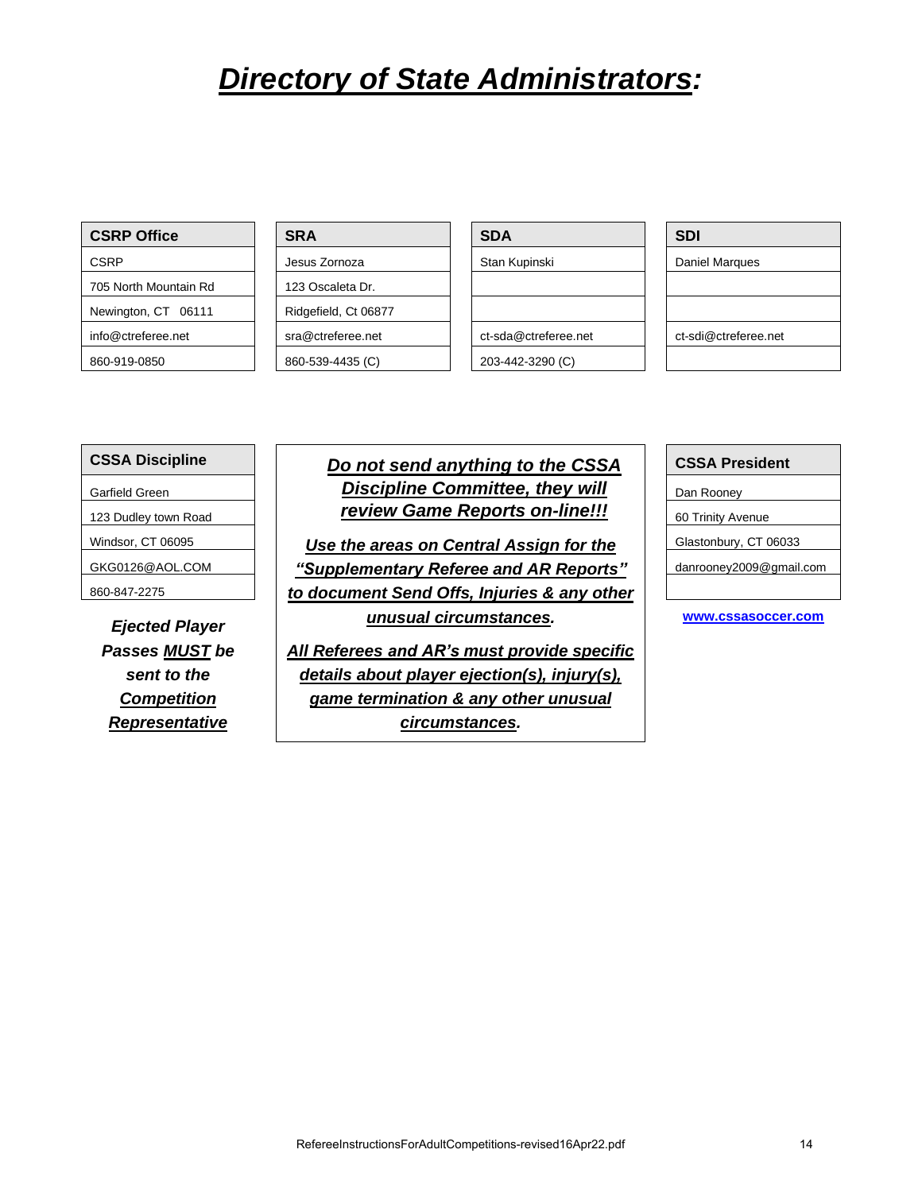# ***Directory of State Administrators:***

| CSRP Office |
| --- |
| CSRP |
| 705 North Mountain Rd |
| Newington, CT 06111 |
| info@ctreferee.net |
| 860-919-0850 |

| SRA |
| --- |
| Jesus Zornoza |
| 123 Oscaleta Dr. |
| Ridgefield, Ct 06877 |
| sra@ctreferee.net |
| 860-539-4435 (C) |

| SDA |
| --- |
| Stan Kupinski |
| |
| |
| ct-sda@ctreferee.net |
| 203-442-3290 (C) |

| SDI |
| --- |
| Daniel Marques |
| |
| |
| ct-sdi@ctreferee.net |
| |

| CSSA Discipline |
| --- |
| Garfield Green |
| 123 Dudley town Road |
| Windsor, CT 06095 |
| GKG0126@AOL.COM |
| 860-847-2275 |

***Ejected Player Passes MUST be sent to the Competition Representative***

***Do not send anything to the CSSA Discipline Committee, they will review Game Reports on-line!!!***

***Use the areas on Central Assign for the "Supplementary Referee and AR Reports" to document Send Offs, Injuries & any other unusual circumstances.***

***All Referees and AR's must provide specific details about player ejection(s), injury(s), game termination & any other unusual circumstances.***

| CSSA President |
| --- |
| Dan Rooney |
| 60 Trinity Avenue |
| Glastonbury, CT 06033 |
| danrooney2009@gmail.com |
| |

**www.cssasoccer.com**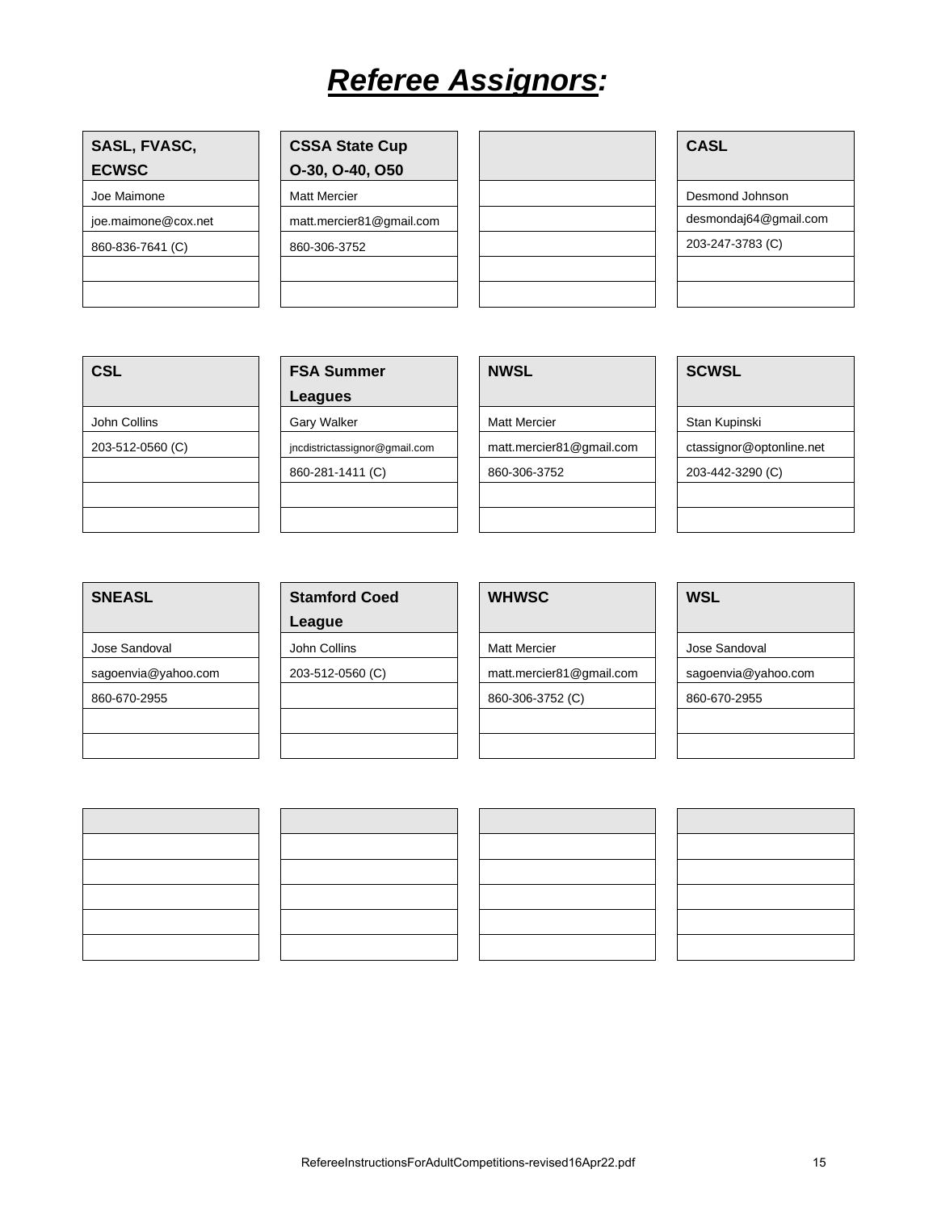# ***Referee Assignors:***

| SASL, FVASC, ECWSC |
|---|
| Joe Maimone |
| joe.maimone@cox.net |
| 860-836-7641 (C) |
| |
| |

| CSSA State Cup O-30, O-40, O50 |
|---|
| Matt Mercier |
| matt.mercier81@gmail.com |
| 860-306-3752 |
| |
| |

| |
|---|
| |
| |
| |
| |
| |

| CASL |
|---|
| Desmond Johnson |
| desmondaj64@gmail.com |
| 203-247-3783 (C) |
| |
| |

| CSL |
|---|
| John Collins |
| 203-512-0560 (C) |
| |
| |
| |

| FSA Summer Leagues |
|---|
| Gary Walker |
| jncdistrictassignor@gmail.com |
| 860-281-1411 (C) |
| |
| |

| NWSL |
|---|
| Matt Mercier |
| matt.mercier81@gmail.com |
| 860-306-3752 |
| |
| |

| SCWSL |
|---|
| Stan Kupinski |
| ctassignor@optonline.net |
| 203-442-3290 (C) |
| |
| |

| SNEASL |
|---|
| Jose Sandoval |
| sagoenvia@yahoo.com |
| 860-670-2955 |
| |
| |

| Stamford Coed League |
|---|
| John Collins |
| 203-512-0560 (C) |
| |
| |
| |

| WHWSC |
|---|
| Matt Mercier |
| matt.mercier81@gmail.com |
| 860-306-3752 (C) |
| |
| |

| WSL |
|---|
| Jose Sandoval |
| sagoenvia@yahoo.com |
| 860-670-2955 |
| |
| |